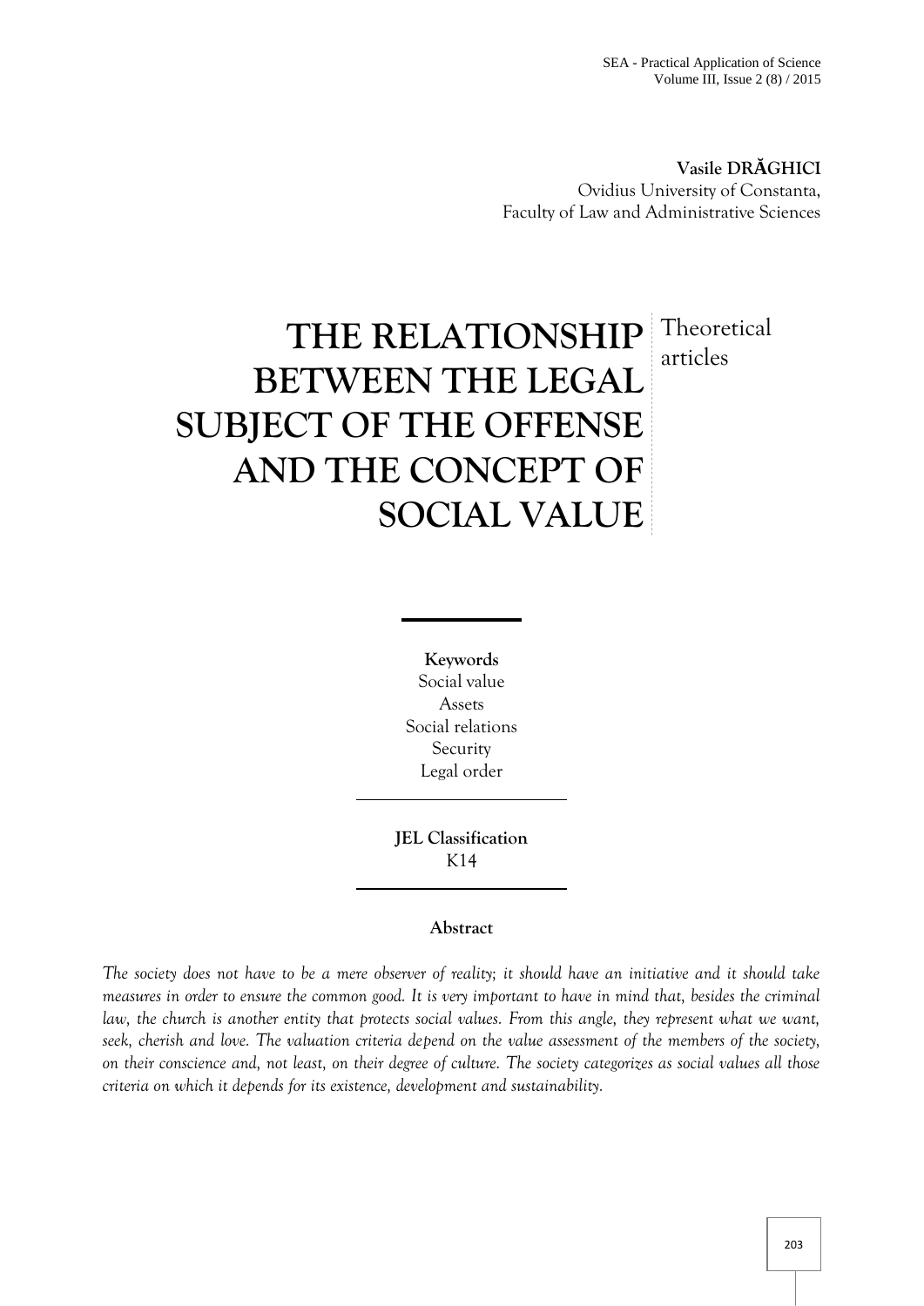**Vasile DRĂGHICI**
Ovidius University of Constanta,
Faculty of Law and Administrative Sciences

# THE RELATIONSHIP BETWEEN THE LEGAL SUBJECT OF THE OFFENSE AND THE CONCEPT OF SOCIAL VALUE

Theoretical articles

**Keywords**
Social value
Assets
Social relations
Security
Legal order

**JEL Classification**
K14

**Abstract**

*The society does not have to be a mere observer of reality; it should have an initiative and it should take measures in order to ensure the common good. It is very important to have in mind that, besides the criminal law, the church is another entity that protects social values. From this angle, they represent what we want, seek, cherish and love. The valuation criteria depend on the value assessment of the members of the society, on their conscience and, not least, on their degree of culture. The society categorizes as social values all those criteria on which it depends for its existence, development and sustainability.*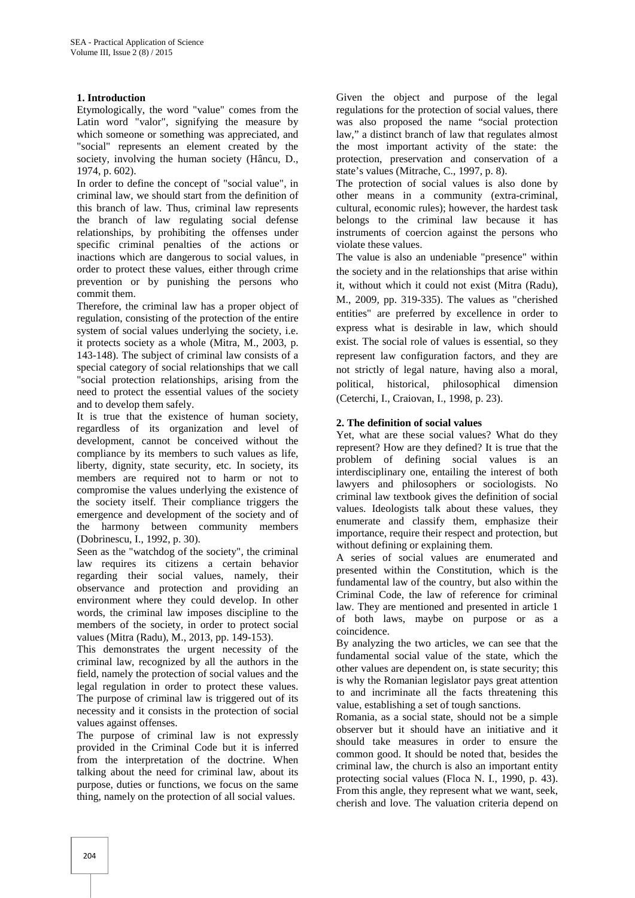## 1. Introduction

Etymologically, the word "value" comes from the Latin word "valor", signifying the measure by which someone or something was appreciated, and "social" represents an element created by the society, involving the human society (Hâncu, D., 1974, p. 602).

In order to define the concept of "social value", in criminal law, we should start from the definition of this branch of law. Thus, criminal law represents the branch of law regulating social defense relationships, by prohibiting the offenses under specific criminal penalties of the actions or inactions which are dangerous to social values, in order to protect these values, either through crime prevention or by punishing the persons who commit them.

Therefore, the criminal law has a proper object of regulation, consisting of the protection of the entire system of social values underlying the society, i.e. it protects society as a whole (Mitra, M., 2003, p. 143-148). The subject of criminal law consists of a special category of social relationships that we call "social protection relationships, arising from the need to protect the essential values of the society and to develop them safely.

It is true that the existence of human society, regardless of its organization and level of development, cannot be conceived without the compliance by its members to such values as life, liberty, dignity, state security, etc. In society, its members are required not to harm or not to compromise the values underlying the existence of the society itself. Their compliance triggers the emergence and development of the society and of the harmony between community members (Dobrinescu, I., 1992, p. 30).

Seen as the "watchdog of the society", the criminal law requires its citizens a certain behavior regarding their social values, namely, their observance and protection and providing an environment where they could develop. In other words, the criminal law imposes discipline to the members of the society, in order to protect social values (Mitra (Radu), M., 2013, pp. 149-153).

This demonstrates the urgent necessity of the criminal law, recognized by all the authors in the field, namely the protection of social values and the legal regulation in order to protect these values. The purpose of criminal law is triggered out of its necessity and it consists in the protection of social values against offenses.

The purpose of criminal law is not expressly provided in the Criminal Code but it is inferred from the interpretation of the doctrine. When talking about the need for criminal law, about its purpose, duties or functions, we focus on the same thing, namely on the protection of all social values.

Given the object and purpose of the legal regulations for the protection of social values, there was also proposed the name "social protection law," a distinct branch of law that regulates almost the most important activity of the state: the protection, preservation and conservation of a state's values (Mitrache, C., 1997, p. 8).

The protection of social values is also done by other means in a community (extra-criminal, cultural, economic rules); however, the hardest task belongs to the criminal law because it has instruments of coercion against the persons who violate these values.

The value is also an undeniable "presence" within the society and in the relationships that arise within it, without which it could not exist (Mitra (Radu), M., 2009, pp. 319-335). The values as "cherished entities" are preferred by excellence in order to express what is desirable in law, which should exist. The social role of values is essential, so they represent law configuration factors, and they are not strictly of legal nature, having also a moral, political, historical, philosophical dimension (Ceterchi, I., Craiovan, I., 1998, p. 23).

## 2. The definition of social values

Yet, what are these social values? What do they represent? How are they defined? It is true that the problem of defining social values is an interdisciplinary one, entailing the interest of both lawyers and philosophers or sociologists. No criminal law textbook gives the definition of social values. Ideologists talk about these values, they enumerate and classify them, emphasize their importance, require their respect and protection, but without defining or explaining them.

A series of social values are enumerated and presented within the Constitution, which is the fundamental law of the country, but also within the Criminal Code, the law of reference for criminal law. They are mentioned and presented in article 1 of both laws, maybe on purpose or as a coincidence.

By analyzing the two articles, we can see that the fundamental social value of the state, which the other values are dependent on, is state security; this is why the Romanian legislator pays great attention to and incriminate all the facts threatening this value, establishing a set of tough sanctions.

Romania, as a social state, should not be a simple observer but it should have an initiative and it should take measures in order to ensure the common good. It should be noted that, besides the criminal law, the church is also an important entity protecting social values (Floca N. I., 1990, p. 43). From this angle, they represent what we want, seek, cherish and love. The valuation criteria depend on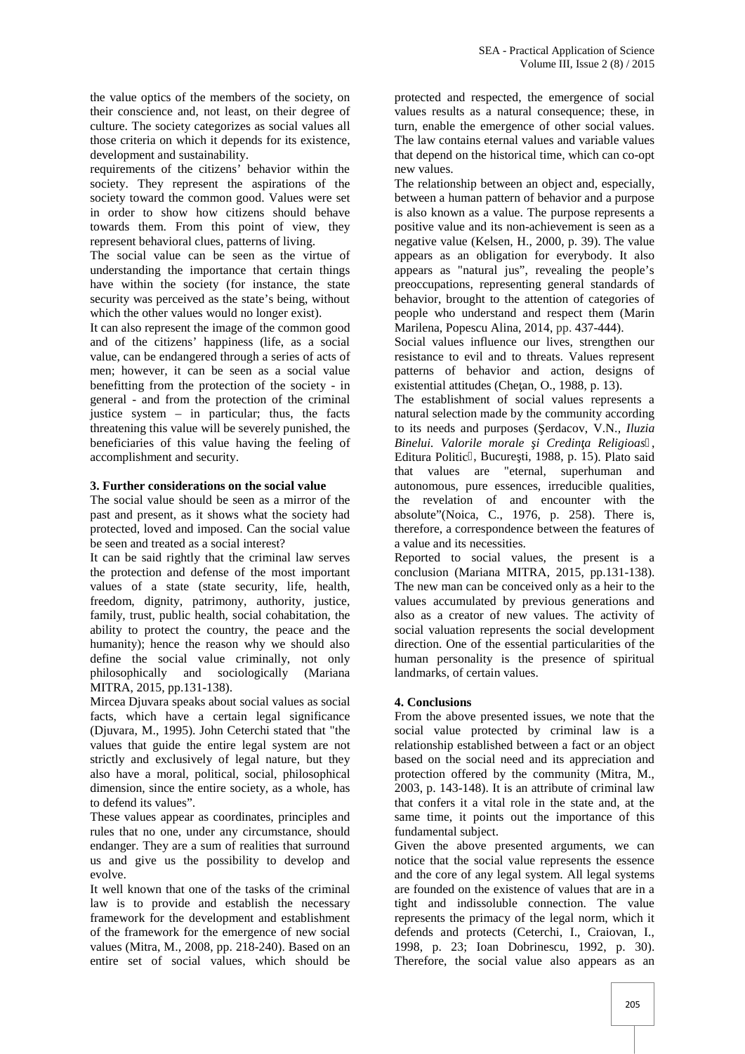the value optics of the members of the society, on their conscience and, not least, on their degree of culture. The society categorizes as social values all those criteria on which it depends for its existence, development and sustainability.

requirements of the citizens' behavior within the society. They represent the aspirations of the society toward the common good. Values were set in order to show how citizens should behave towards them. From this point of view, they represent behavioral clues, patterns of living.

The social value can be seen as the virtue of understanding the importance that certain things have within the society (for instance, the state security was perceived as the state's being, without which the other values would no longer exist).

It can also represent the image of the common good and of the citizens' happiness (life, as a social value, can be endangered through a series of acts of men; however, it can be seen as a social value benefitting from the protection of the society - in general - and from the protection of the criminal justice system – in particular; thus, the facts threatening this value will be severely punished, the beneficiaries of this value having the feeling of accomplishment and security.

## 3. Further considerations on the social value

The social value should be seen as a mirror of the past and present, as it shows what the society had protected, loved and imposed. Can the social value be seen and treated as a social interest?

It can be said rightly that the criminal law serves the protection and defense of the most important values of a state (state security, life, health, freedom, dignity, patrimony, authority, justice, family, trust, public health, social cohabitation, the ability to protect the country, the peace and the humanity); hence the reason why we should also define the social value criminally, not only philosophically and sociologically (Mariana MITRA, 2015, pp.131-138).

Mircea Djuvara speaks about social values as social facts, which have a certain legal significance (Djuvara, M., 1995). John Ceterchi stated that "the values that guide the entire legal system are not strictly and exclusively of legal nature, but they also have a moral, political, social, philosophical dimension, since the entire society, as a whole, has to defend its values".

These values appear as coordinates, principles and rules that no one, under any circumstance, should endanger. They are a sum of realities that surround us and give us the possibility to develop and evolve.

It well known that one of the tasks of the criminal law is to provide and establish the necessary framework for the development and establishment of the framework for the emergence of new social values (Mitra, M., 2008, pp. 218-240). Based on an entire set of social values, which should be protected and respected, the emergence of social values results as a natural consequence; these, in turn, enable the emergence of other social values. The law contains eternal values and variable values that depend on the historical time, which can co-opt new values.

The relationship between an object and, especially, between a human pattern of behavior and a purpose is also known as a value. The purpose represents a positive value and its non-achievement is seen as a negative value (Kelsen, H., 2000, p. 39). The value appears as an obligation for everybody. It also appears as "natural jus", revealing the people's preoccupations, representing general standards of behavior, brought to the attention of categories of people who understand and respect them (Marin Marilena, Popescu Alina, 2014, pp. 437-444).

Social values influence our lives, strengthen our resistance to evil and to threats. Values represent patterns of behavior and action, designs of existential attitudes (Cheţan, O., 1988, p. 13).

The establishment of social values represents a natural selection made by the community according to its needs and purposes (Şerdacov, V.N., *Iluzia Binelui. Valorile morale şi Credinţa Religioasă*, Editura Politică, Bucureşti, 1988, p. 15). Plato said that values are "eternal, superhuman and autonomous, pure essences, irreducible qualities, the revelation of and encounter with the absolute"(Noica, C., 1976, p. 258). There is, therefore, a correspondence between the features of a value and its necessities.

Reported to social values, the present is a conclusion (Mariana MITRA, 2015, pp.131-138). The new man can be conceived only as a heir to the values accumulated by previous generations and also as a creator of new values. The activity of social valuation represents the social development direction. One of the essential particularities of the human personality is the presence of spiritual landmarks, of certain values.

## 4. Conclusions

From the above presented issues, we note that the social value protected by criminal law is a relationship established between a fact or an object based on the social need and its appreciation and protection offered by the community (Mitra, M., 2003, p. 143-148). It is an attribute of criminal law that confers it a vital role in the state and, at the same time, it points out the importance of this fundamental subject.

Given the above presented arguments, we can notice that the social value represents the essence and the core of any legal system. All legal systems are founded on the existence of values that are in a tight and indissoluble connection. The value represents the primacy of the legal norm, which it defends and protects (Ceterchi, I., Craiovan, I., 1998, p. 23; Ioan Dobrinescu, 1992, p. 30). Therefore, the social value also appears as an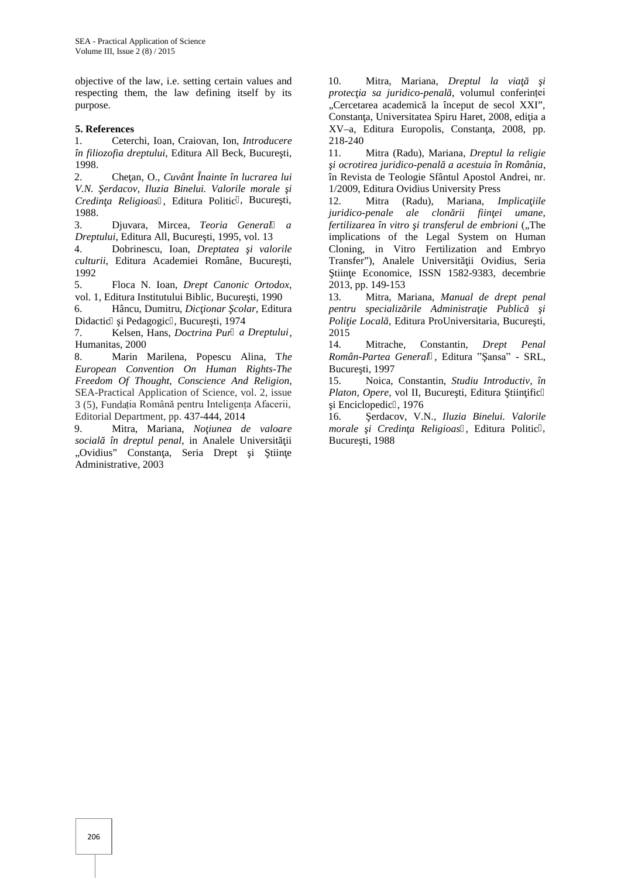objective of the law, i.e. setting certain values and respecting them, the law defining itself by its purpose.

**5. References**

1. Ceterchi, Ioan, Craiovan, Ion, *Introducere în filiozofia dreptului*, Editura All Beck, Bucureşti, 1998.
2. Cheţan, O., *Cuvânt Înainte în lucrarea lui V.N. Şerdacov, Iluzia Binelui. Valorile morale şi Credinţa Religioas*, Editura Politic, Bucureşti, 1988.
3. Djuvara, Mircea, *Teoria General a Dreptului*, Editura All, Bucureşti, 1995, vol. 13
4. Dobrinescu, Ioan, *Dreptatea şi valorile culturii*, Editura Academiei Române, Bucureşti, 1992
5. Floca N. Ioan, *Drept Canonic Ortodox*, vol. 1, Editura Institutului Biblic, Bucureşti, 1990
6. Hâncu, Dumitru, *Dicţionar Şcolar*, Editura Didactic şi Pedagogic, Bucureşti, 1974
7. Kelsen, Hans, *Doctrina Pur a Dreptului*, Humanitas, 2000
8. Marin Marilena, Popescu Alina, T*he European Convention On Human Rights-The Freedom Of Thought, Conscience And Religion*, SEA-Practical Application of Science, vol. 2, issue 3 (5), Fundaţia Română pentru Inteligenţa Afacerii, Editorial Department, pp. 437-444, 2014
9. Mitra, Mariana, *Noţiunea de valoare socială în dreptul penal*, in Analele Universităţii „Ovidius" Constanţa, Seria Drept şi Ştiinţe Administrative, 2003
10. Mitra, Mariana, *Dreptul la viaţă şi protecţia sa juridico-penală*, volumul conferinţei „Cercetarea academică la început de secol XXI", Constanţa, Universitatea Spiru Haret, 2008, ediţia a XV–a, Editura Europolis, Constanţa, 2008, pp. 218-240
11. Mitra (Radu), Mariana, *Dreptul la religie şi ocrotirea juridico-penală a acestuia în România*, în Revista de Teologie Sfântul Apostol Andrei, nr. 1/2009, Editura Ovidius University Press
12. Mitra (Radu), Mariana, *Implicaţiile juridico-penale ale clonării fiinţei umane, fertilizarea în vitro şi transferul de embrioni* („The implications of the Legal System on Human Cloning, in Vitro Fertilization and Embryo Transfer"), Analele Universităţii Ovidius, Seria Ştiinţe Economice, ISSN 1582-9383, decembrie 2013, pp. 149-153
13. Mitra, Mariana, *Manual de drept penal pentru specializările Administraţie Publică şi Poliţie Locală*, Editura ProUniversitaria, Bucureşti, 2015
14. Mitrache, Constantin, *Drept Penal Român-Partea General*, Editura "Şansa" - SRL, Bucureşti, 1997
15. Noica, Constantin, *Studiu Introductiv, în Platon, Opere*, vol II, Bucureşti, Editura Ştiinţific şi Enciclopedic, 1976
16. Şerdacov, V.N., *Iluzia Binelui. Valorile morale şi Credinţa Religioas*, Editura Politic, Bucureşti, 1988